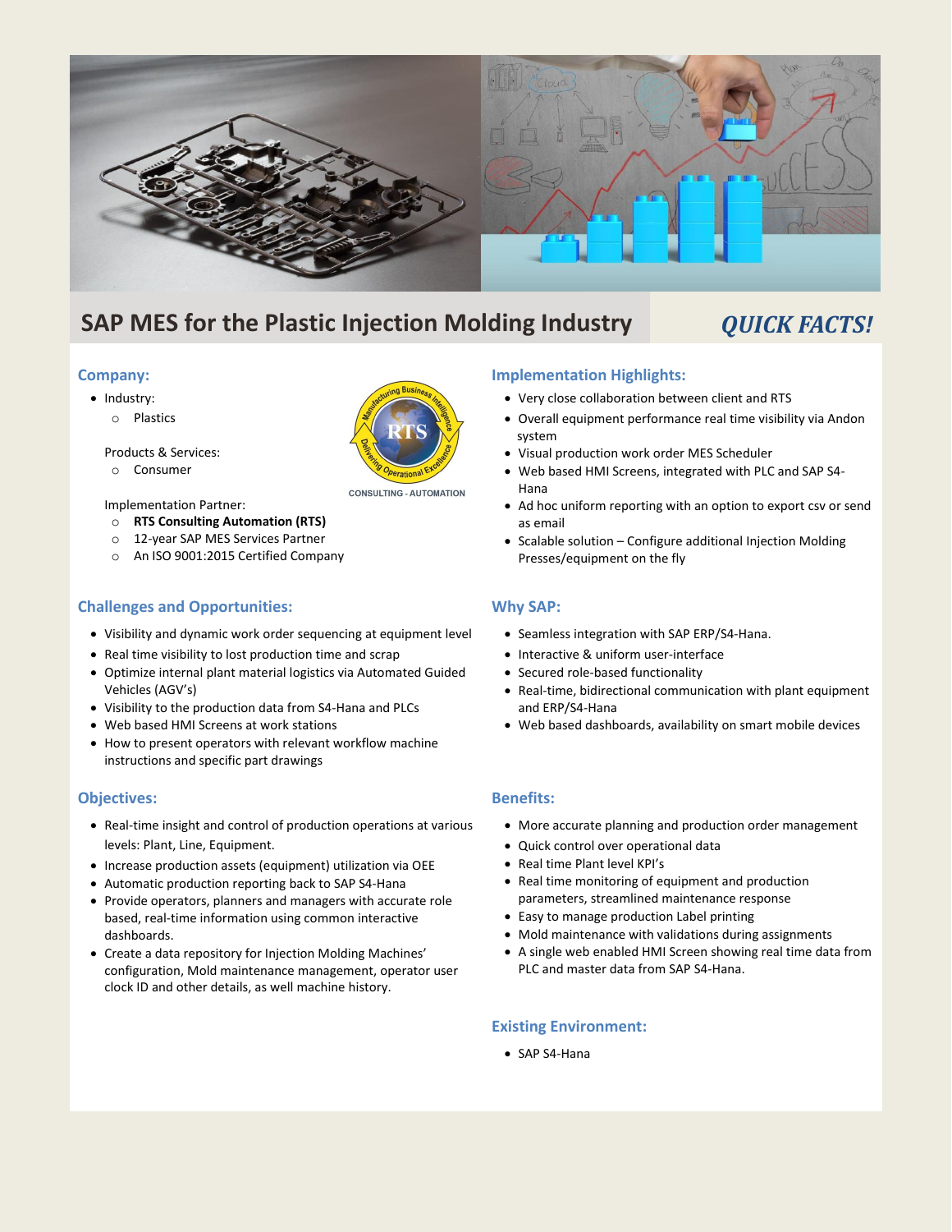# SAP MES for the Plastic Injection Molding Industry

***QUICK FACTS!***

## Company:

- Industry:
  - Plastics

  Products & Services:
  - Consumer

  Implementation Partner:
  - **RTS Consulting Automation (RTS)**
  - 12-year SAP MES Services Partner
  - An ISO 9001:2015 Certified Company

## Challenges and Opportunities:

- Visibility and dynamic work order sequencing at equipment level
- Real time visibility to lost production time and scrap
- Optimize internal plant material logistics via Automated Guided Vehicles (AGV's)
- Visibility to the production data from S4-Hana and PLCs
- Web based HMI Screens at work stations
- How to present operators with relevant workflow machine instructions and specific part drawings

## Objectives:

- Real-time insight and control of production operations at various levels: Plant, Line, Equipment.
- Increase production assets (equipment) utilization via OEE
- Automatic production reporting back to SAP S4-Hana
- Provide operators, planners and managers with accurate role based, real-time information using common interactive dashboards.
- Create a data repository for Injection Molding Machines' configuration, Mold maintenance management, operator user clock ID and other details, as well machine history.

## Implementation Highlights:

- Very close collaboration between client and RTS
- Overall equipment performance real time visibility via Andon system
- Visual production work order MES Scheduler
- Web based HMI Screens, integrated with PLC and SAP S4-Hana
- Ad hoc uniform reporting with an option to export csv or send as email
- Scalable solution – Configure additional Injection Molding Presses/equipment on the fly

## Why SAP:

- Seamless integration with SAP ERP/S4-Hana.
- Interactive & uniform user-interface
- Secured role-based functionality
- Real-time, bidirectional communication with plant equipment and ERP/S4-Hana
- Web based dashboards, availability on smart mobile devices

## Benefits:

- More accurate planning and production order management
- Quick control over operational data
- Real time Plant level KPI's
- Real time monitoring of equipment and production parameters, streamlined maintenance response
- Easy to manage production Label printing
- Mold maintenance with validations during assignments
- A single web enabled HMI Screen showing real time data from PLC and master data from SAP S4-Hana.

## Existing Environment:

- SAP S4-Hana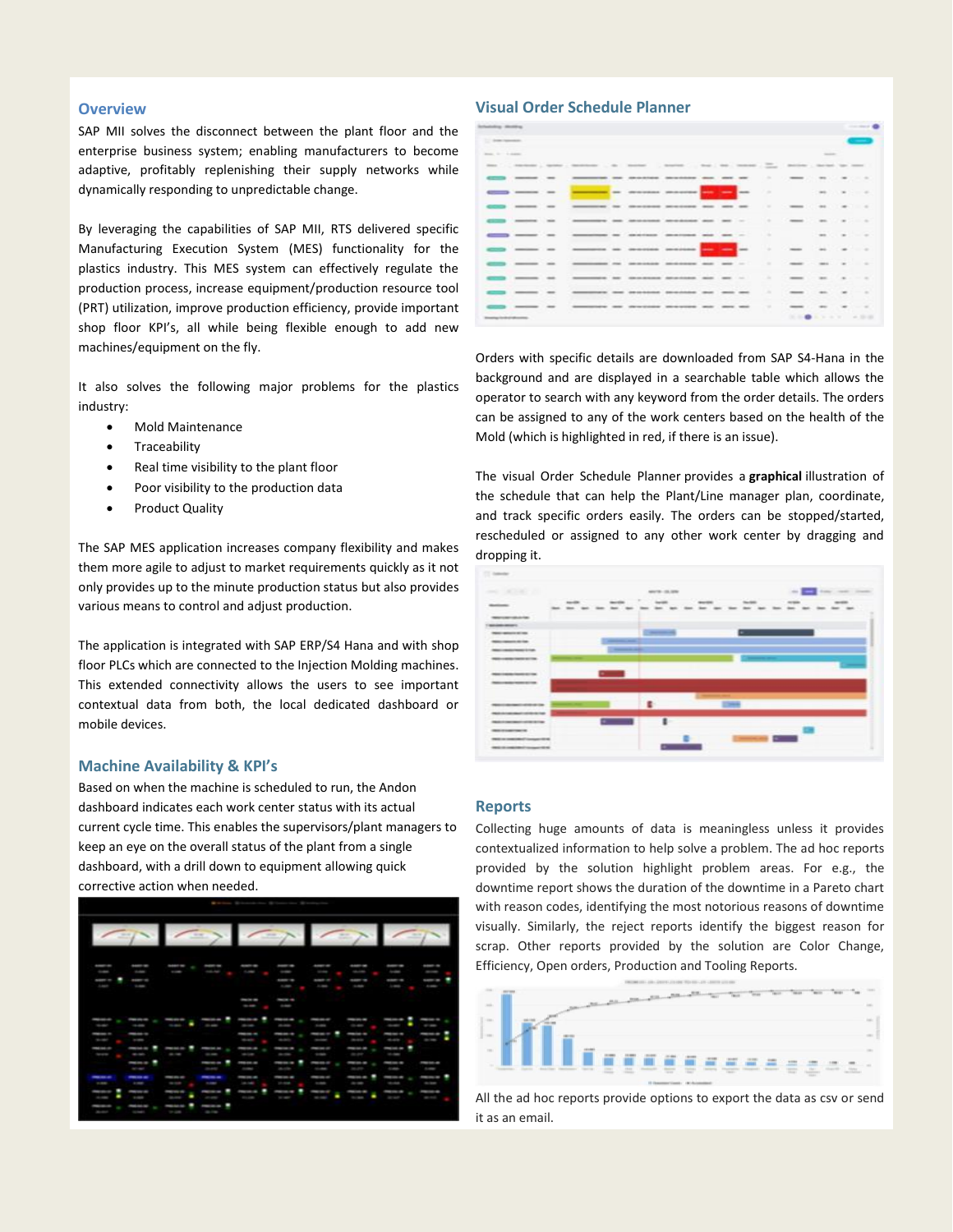## Overview

SAP MII solves the disconnect between the plant floor and the enterprise business system; enabling manufacturers to become adaptive, profitably replenishing their supply networks while dynamically responding to unpredictable change.

By leveraging the capabilities of SAP MII, RTS delivered specific Manufacturing Execution System (MES) functionality for the plastics industry. This MES system can effectively regulate the production process, increase equipment/production resource tool (PRT) utilization, improve production efficiency, provide important shop floor KPI's, all while being flexible enough to add new machines/equipment on the fly.

It also solves the following major problems for the plastics industry:

- Mold Maintenance
- Traceability
- Real time visibility to the plant floor
- Poor visibility to the production data
- Product Quality

The SAP MES application increases company flexibility and makes them more agile to adjust to market requirements quickly as it not only provides up to the minute production status but also provides various means to control and adjust production.

The application is integrated with SAP ERP/S4 Hana and with shop floor PLCs which are connected to the Injection Molding machines. This extended connectivity allows the users to see important contextual data from both, the local dedicated dashboard or mobile devices.

## Machine Availability & KPI's

Based on when the machine is scheduled to run, the Andon dashboard indicates each work center status with its actual current cycle time. This enables the supervisors/plant managers to keep an eye on the overall status of the plant from a single dashboard, with a drill down to equipment allowing quick corrective action when needed.

## Visual Order Schedule Planner

Orders with specific details are downloaded from SAP S4-Hana in the background and are displayed in a searchable table which allows the operator to search with any keyword from the order details. The orders can be assigned to any of the work centers based on the health of the Mold (which is highlighted in red, if there is an issue).

The visual Order Schedule Planner provides a **graphical** illustration of the schedule that can help the Plant/Line manager plan, coordinate, and track specific orders easily. The orders can be stopped/started, rescheduled or assigned to any other work center by dragging and dropping it.

## Reports

Collecting huge amounts of data is meaningless unless it provides contextualized information to help solve a problem. The ad hoc reports provided by the solution highlight problem areas. For e.g., the downtime report shows the duration of the downtime in a Pareto chart with reason codes, identifying the most notorious reasons of downtime visually. Similarly, the reject reports identify the biggest reason for scrap. Other reports provided by the solution are Color Change, Efficiency, Open orders, Production and Tooling Reports.

All the ad hoc reports provide options to export the data as csv or send it as an email.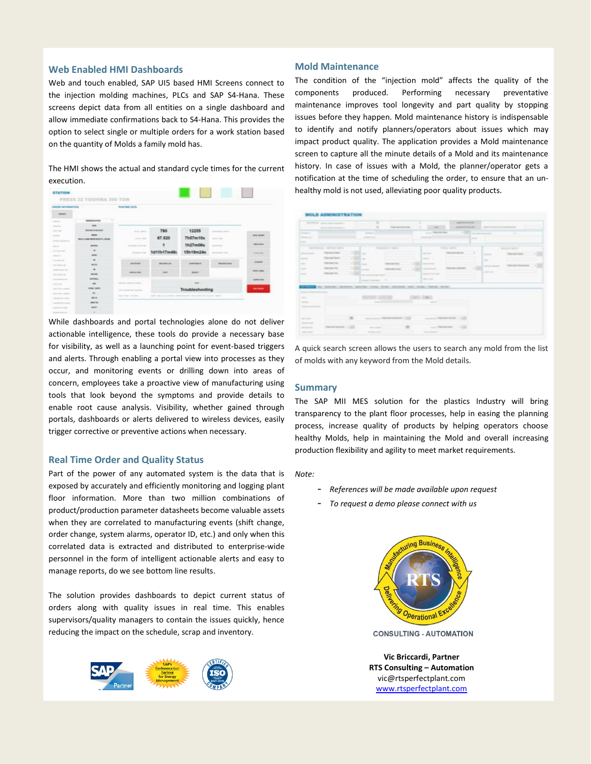## Web Enabled HMI Dashboards

Web and touch enabled, SAP UI5 based HMI Screens connect to the injection molding machines, PLCs and SAP S4-Hana. These screens depict data from all entities on a single dashboard and allow immediate confirmations back to S4-Hana. This provides the option to select single or multiple orders for a work station based on the quantity of Molds a family mold has.

The HMI shows the actual and standard cycle times for the current execution.

While dashboards and portal technologies alone do not deliver actionable intelligence, these tools do provide a necessary base for visibility, as well as a launching point for event-based triggers and alerts. Through enabling a portal view into processes as they occur, and monitoring events or drilling down into areas of concern, employees take a proactive view of manufacturing using tools that look beyond the symptoms and provide details to enable root cause analysis. Visibility, whether gained through portals, dashboards or alerts delivered to wireless devices, easily trigger corrective or preventive actions when necessary.

## Real Time Order and Quality Status

Part of the power of any automated system is the data that is exposed by accurately and efficiently monitoring and logging plant floor information. More than two million combinations of product/production parameter datasheets become valuable assets when they are correlated to manufacturing events (shift change, order change, system alarms, operator ID, etc.) and only when this correlated data is extracted and distributed to enterprise-wide personnel in the form of intelligent actionable alerts and easy to manage reports, do we see bottom line results.

The solution provides dashboards to depict current status of orders along with quality issues in real time. This enables supervisors/quality managers to contain the issues quickly, hence reducing the impact on the schedule, scrap and inventory.

## Mold Maintenance

The condition of the "injection mold" affects the quality of the components produced. Performing necessary preventative maintenance improves tool longevity and part quality by stopping issues before they happen. Mold maintenance history is indispensable to identify and notify planners/operators about issues which may impact product quality. The application provides a Mold maintenance screen to capture all the minute details of a Mold and its maintenance history. In case of issues with a Mold, the planner/operator gets a notification at the time of scheduling the order, to ensure that an un-healthy mold is not used, alleviating poor quality products.

A quick search screen allows the users to search any mold from the list of molds with any keyword from the Mold details.

## Summary

The SAP MII MES solution for the plastics Industry will bring transparency to the plant floor processes, help in easing the planning process, increase quality of products by helping operators choose healthy Molds, help in maintaining the Mold and overall increasing production flexibility and agility to meet market requirements.

*Note:*

- *References will be made available upon request*
- *To request a demo please connect with us*

CONSULTING - AUTOMATION

**Vic Briccardi, Partner**
**RTS Consulting – Automation**
vic@rtsperfectplant.com
www.rtsperfectplant.com